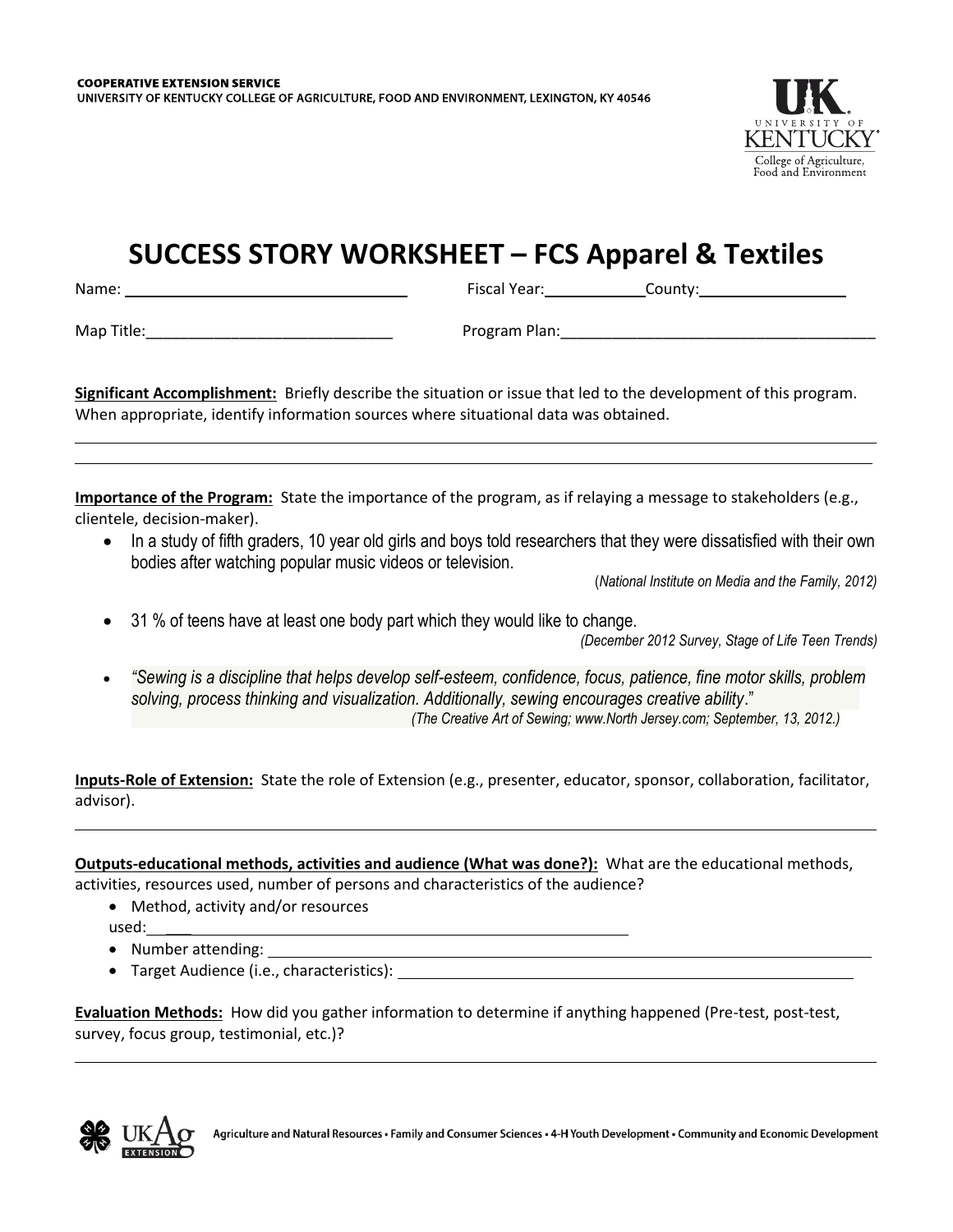COOPERATIVE EXTENSION SERVICE
UNIVERSITY OF KENTUCKY COLLEGE OF AGRICULTURE, FOOD AND ENVIRONMENT, LEXINGTON, KY 40546

# SUCCESS STORY WORKSHEET – FCS Apparel & Textiles

Name: ______________________________ Fiscal Year: __________ County: ________________

Map Title: ____________________________ Program Plan: ____________________________________

**Significant Accomplishment:** Briefly describe the situation or issue that led to the development of this program. When appropriate, identify information sources where situational data was obtained.

______________________________________________________________________________________

______________________________________________________________________________________

**Importance of the Program:** State the importance of the program, as if relaying a message to stakeholders (e.g., clientele, decision-maker).

- In a study of fifth graders, 10 year old girls and boys told researchers that they were dissatisfied with their own bodies after watching popular music videos or television.
  (*National Institute on Media and the Family, 2012)*
- 31 % of teens have at least one body part which they would like to change.
  *(December 2012 Survey, Stage of Life Teen Trends)*
- *"Sewing is a discipline that helps develop self-esteem, confidence, focus, patience, fine motor skills, problem solving, process thinking and visualization. Additionally, sewing encourages creative ability*."
  *(The Creative Art of Sewing; www.North Jersey.com; September, 13, 2012.)*

**Inputs-Role of Extension:** State the role of Extension (e.g., presenter, educator, sponsor, collaboration, facilitator, advisor).

______________________________________________________________________________________

**Outputs-educational methods, activities and audience (What was done?):** What are the educational methods, activities, resources used, number of persons and characteristics of the audience?

- Method, activity and/or resources used: ________________________________________________
- Number attending: ______________________________________________________________
- Target Audience (i.e., characteristics): _____________________________________________

**Evaluation Methods:** How did you gather information to determine if anything happened (Pre-test, post-test, survey, focus group, testimonial, etc.)?

______________________________________________________________________________________

Agriculture and Natural Resources • Family and Consumer Sciences • 4-H Youth Development • Community and Economic Development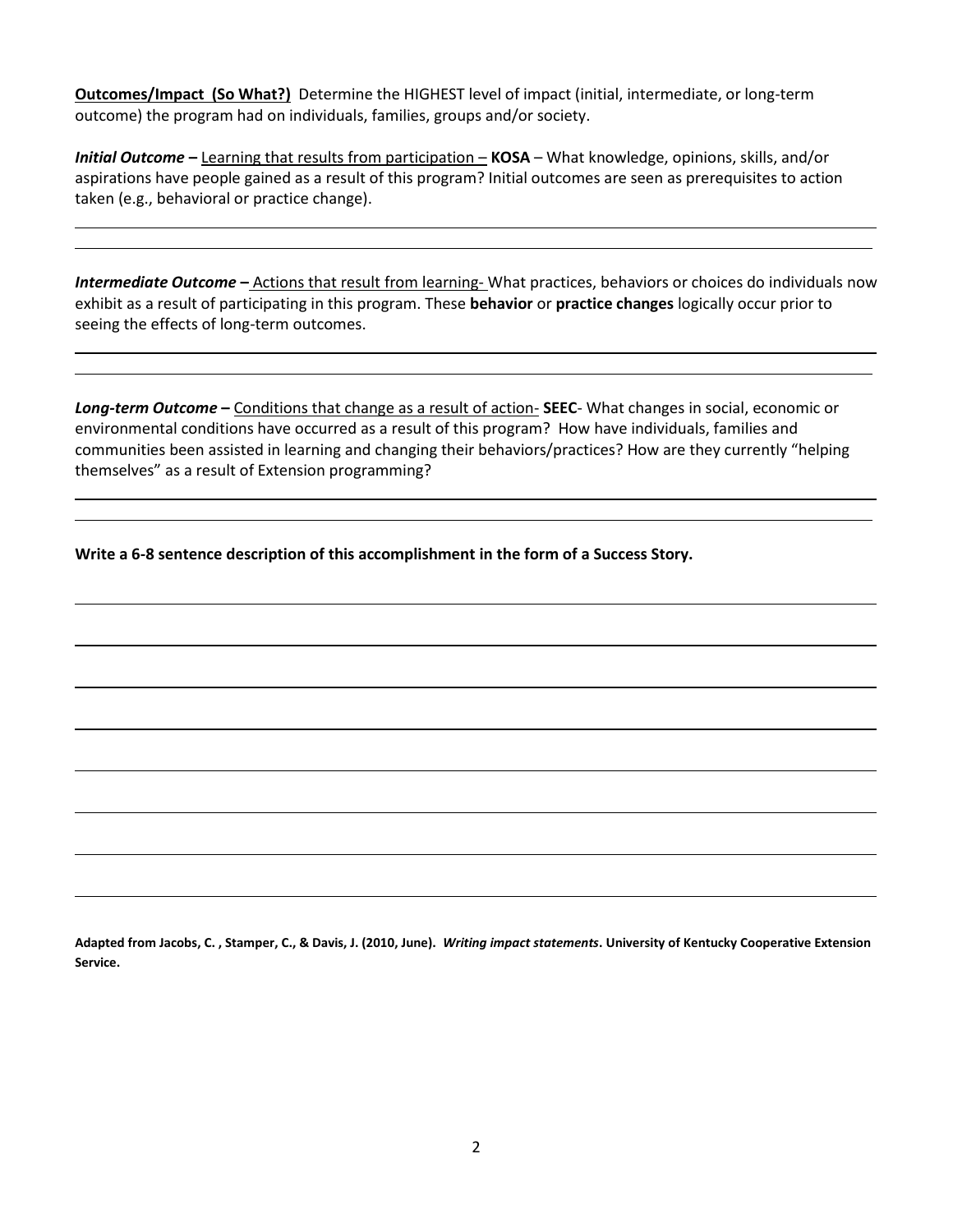**Outcomes/Impact (So What?)** Determine the HIGHEST level of impact (initial, intermediate, or long-term outcome) the program had on individuals, families, groups and/or society.

***Initial Outcome*** **–** Learning that results from participation – **KOSA** – What knowledge, opinions, skills, and/or aspirations have people gained as a result of this program? Initial outcomes are seen as prerequisites to action taken (e.g., behavioral or practice change).

***Intermediate Outcome*** **–** Actions that result from learning- What practices, behaviors or choices do individuals now exhibit as a result of participating in this program. These **behavior** or **practice changes** logically occur prior to seeing the effects of long-term outcomes.

***Long-term Outcome*** **–** Conditions that change as a result of action- **SEEC**- What changes in social, economic or environmental conditions have occurred as a result of this program? How have individuals, families and communities been assisted in learning and changing their behaviors/practices? How are they currently "helping themselves" as a result of Extension programming?

**Write a 6-8 sentence description of this accomplishment in the form of a Success Story.**

**Adapted from Jacobs, C. , Stamper, C., & Davis, J. (2010, June).** ***Writing impact statements*****. University of Kentucky Cooperative Extension Service.**